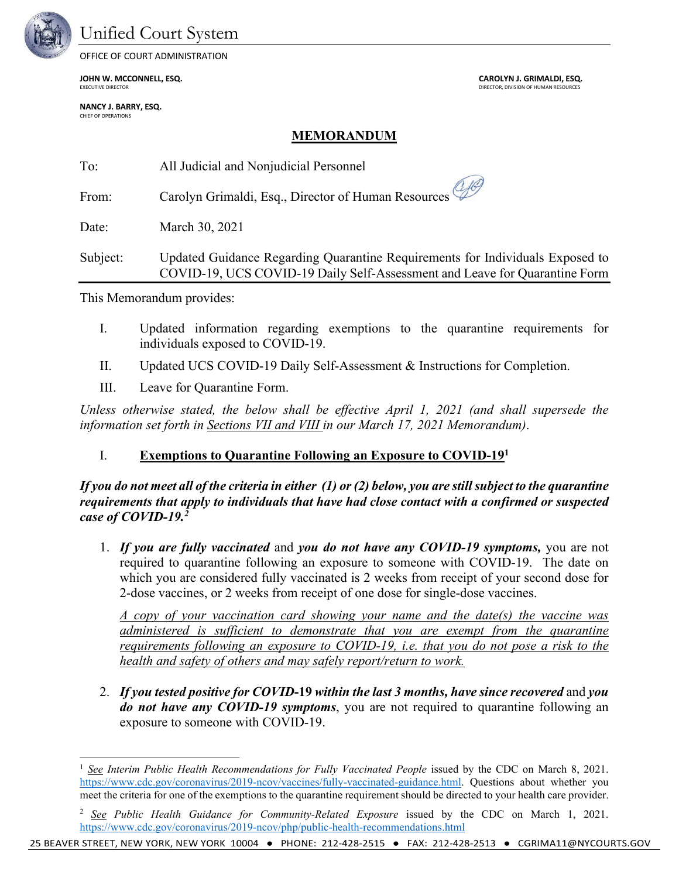Unified Court System

OFFICE OF COURT ADMINISTRATION

**JOHN W. MCCONNELL, ESQ.**
EXECUTIVE DIRECTOR

**CAROLYN J. GRIMALDI, ESQ.**
DIRECTOR, DIVISION OF HUMAN RESOURCES

**NANCY J. BARRY, ESQ.**
CHIEF OF OPERATIONS

# MEMORANDUM

To: All Judicial and Nonjudicial Personnel

From: Carolyn Grimaldi, Esq., Director of Human Resources

Date: March 30, 2021

Subject: Updated Guidance Regarding Quarantine Requirements for Individuals Exposed to COVID-19, UCS COVID-19 Daily Self-Assessment and Leave for Quarantine Form

---

This Memorandum provides:

I. Updated information regarding exemptions to the quarantine requirements for individuals exposed to COVID-19.

II. Updated UCS COVID-19 Daily Self-Assessment & Instructions for Completion.

III. Leave for Quarantine Form.

*Unless otherwise stated, the below shall be effective April 1, 2021 (and shall supersede the information set forth in Sections VII and VIII in our March 17, 2021 Memorandum).*

## I. Exemptions to Quarantine Following an Exposure to COVID-19[1]

***If you do not meet all of the criteria in either (1) or (2) below, you are still subject to the quarantine requirements that apply to individuals that have had close contact with a confirmed or suspected case of COVID-19.[2]***

1. ***If you are fully vaccinated*** and ***you do not have any COVID-19 symptoms,*** you are not required to quarantine following an exposure to someone with COVID-19. The date on which you are considered fully vaccinated is 2 weeks from receipt of your second dose for 2-dose vaccines, or 2 weeks from receipt of one dose for single-dose vaccines.

   *A copy of your vaccination card showing your name and the date(s) the vaccine was administered is sufficient to demonstrate that you are exempt from the quarantine requirements following an exposure to COVID-19, i.e. that you do not pose a risk to the health and safety of others and may safely report/return to work.*

2. ***If you tested positive for COVID-19 within the last 3 months, have since recovered*** and ***you do not have any COVID-19 symptoms***, you are not required to quarantine following an exposure to someone with COVID-19.

---

[1] *See Interim Public Health Recommendations for Fully Vaccinated People* issued by the CDC on March 8, 2021. https://www.cdc.gov/coronavirus/2019-ncov/vaccines/fully-vaccinated-guidance.html. Questions about whether you meet the criteria for one of the exemptions to the quarantine requirement should be directed to your health care provider.

[2] *See Public Health Guidance for Community-Related Exposure* issued by the CDC on March 1, 2021. https://www.cdc.gov/coronavirus/2019-ncov/php/public-health-recommendations.html

25 BEAVER STREET, NEW YORK, NEW YORK 10004 ● PHONE: 212-428-2515 ● FAX: 212-428-2513 ● CGRIMA11@NYCOURTS.GOV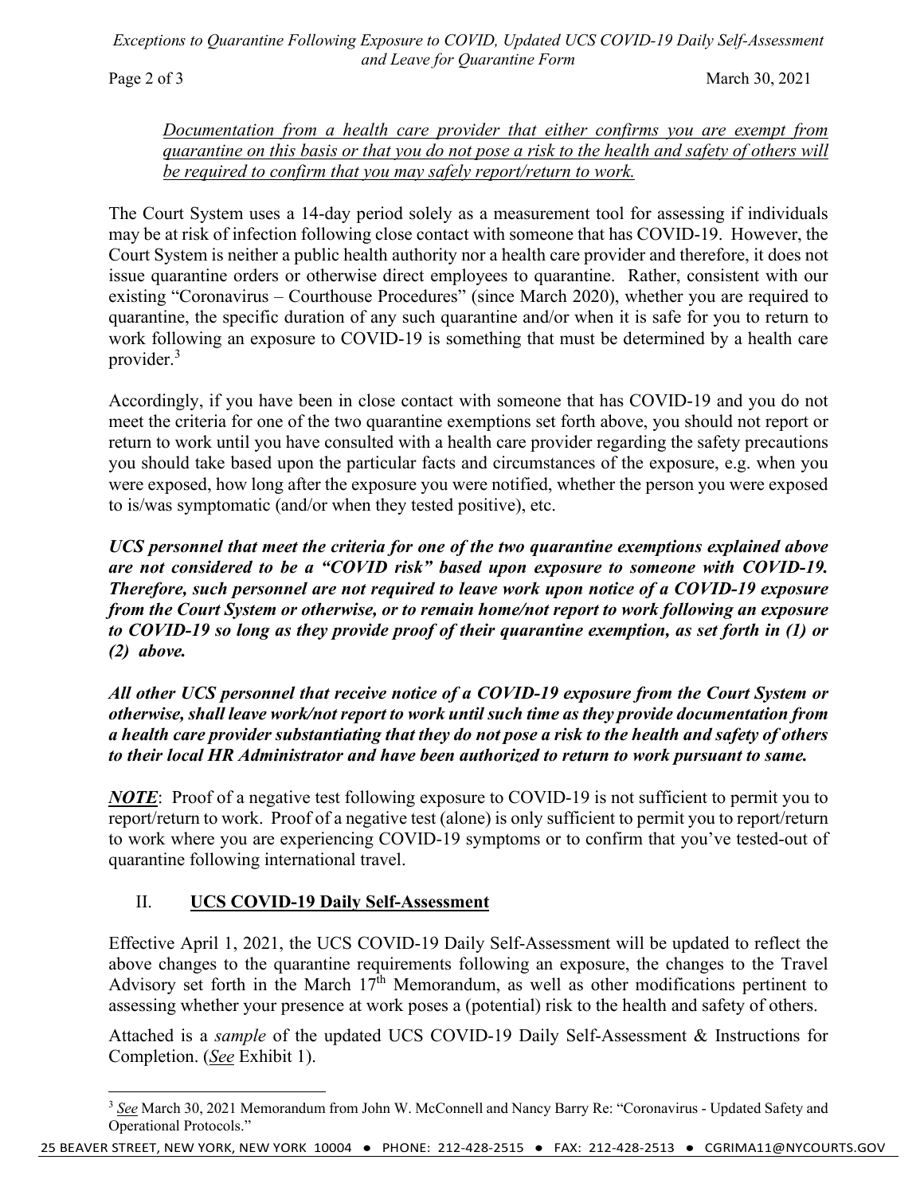*<u>Documentation from a health care provider that either confirms you are exempt from quarantine on this basis or that you do not pose a risk to the health and safety of others will be required to confirm that you may safely report/return to work.</u>*

The Court System uses a 14-day period solely as a measurement tool for assessing if individuals may be at risk of infection following close contact with someone that has COVID-19. However, the Court System is neither a public health authority nor a health care provider and therefore, it does not issue quarantine orders or otherwise direct employees to quarantine. Rather, consistent with our existing "Coronavirus – Courthouse Procedures" (since March 2020), whether you are required to quarantine, the specific duration of any such quarantine and/or when it is safe for you to return to work following an exposure to COVID-19 is something that must be determined by a health care provider.[3]

Accordingly, if you have been in close contact with someone that has COVID-19 and you do not meet the criteria for one of the two quarantine exemptions set forth above, you should not report or return to work until you have consulted with a health care provider regarding the safety precautions you should take based upon the particular facts and circumstances of the exposure, e.g. when you were exposed, how long after the exposure you were notified, whether the person you were exposed to is/was symptomatic (and/or when they tested positive), etc.

***UCS personnel that meet the criteria for one of the two quarantine exemptions explained above are not considered to be a "COVID risk" based upon exposure to someone with COVID-19. Therefore, such personnel are not required to leave work upon notice of a COVID-19 exposure from the Court System or otherwise, or to remain home/not report to work following an exposure to COVID-19 so long as they provide proof of their quarantine exemption, as set forth in (1) or (2) above.***

***All other UCS personnel that receive notice of a COVID-19 exposure from the Court System or otherwise, shall leave work/not report to work until such time as they provide documentation from a health care provider substantiating that they do not pose a risk to the health and safety of others to their local HR Administrator and have been authorized to return to work pursuant to same.***

***<u>NOTE</u>***: Proof of a negative test following exposure to COVID-19 is not sufficient to permit you to report/return to work. Proof of a negative test (alone) is only sufficient to permit you to report/return to work where you are experiencing COVID-19 symptoms or to confirm that you've tested-out of quarantine following international travel.

## II. <u>UCS COVID-19 Daily Self-Assessment</u>

Effective April 1, 2021, the UCS COVID-19 Daily Self-Assessment will be updated to reflect the above changes to the quarantine requirements following an exposure, the changes to the Travel Advisory set forth in the March 17th Memorandum, as well as other modifications pertinent to assessing whether your presence at work poses a (potential) risk to the health and safety of others.

Attached is a *sample* of the updated UCS COVID-19 Daily Self-Assessment & Instructions for Completion. (*<u>See</u>* Exhibit 1).

---

[3] *<u>See</u>* March 30, 2021 Memorandum from John W. McConnell and Nancy Barry Re: "Coronavirus - Updated Safety and Operational Protocols."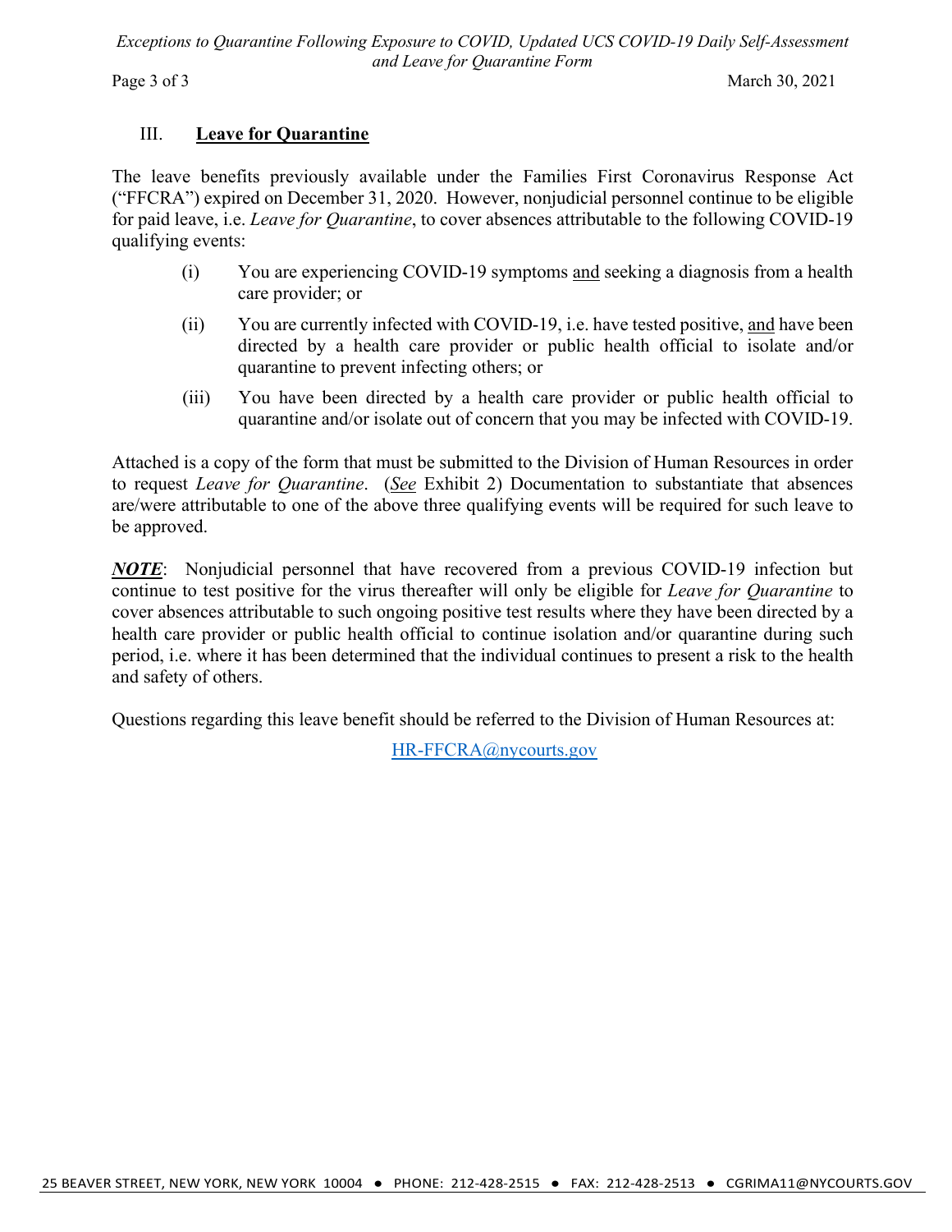## III. **Leave for Quarantine**

The leave benefits previously available under the Families First Coronavirus Response Act ("FFCRA") expired on December 31, 2020. However, nonjudicial personnel continue to be eligible for paid leave, i.e. *Leave for Quarantine*, to cover absences attributable to the following COVID-19 qualifying events:

(i) You are experiencing COVID-19 symptoms and seeking a diagnosis from a health care provider; or

(ii) You are currently infected with COVID-19, i.e. have tested positive, and have been directed by a health care provider or public health official to isolate and/or quarantine to prevent infecting others; or

(iii) You have been directed by a health care provider or public health official to quarantine and/or isolate out of concern that you may be infected with COVID-19.

Attached is a copy of the form that must be submitted to the Division of Human Resources in order to request *Leave for Quarantine*. (*See* Exhibit 2) Documentation to substantiate that absences are/were attributable to one of the above three qualifying events will be required for such leave to be approved.

***NOTE***: Nonjudicial personnel that have recovered from a previous COVID-19 infection but continue to test positive for the virus thereafter will only be eligible for *Leave for Quarantine* to cover absences attributable to such ongoing positive test results where they have been directed by a health care provider or public health official to continue isolation and/or quarantine during such period, i.e. where it has been determined that the individual continues to present a risk to the health and safety of others.

Questions regarding this leave benefit should be referred to the Division of Human Resources at:

HR-FFCRA@nycourts.gov

25 BEAVER STREET, NEW YORK, NEW YORK 10004 • PHONE: 212-428-2515 • FAX: 212-428-2513 • CGRIMA11@NYCOURTS.GOV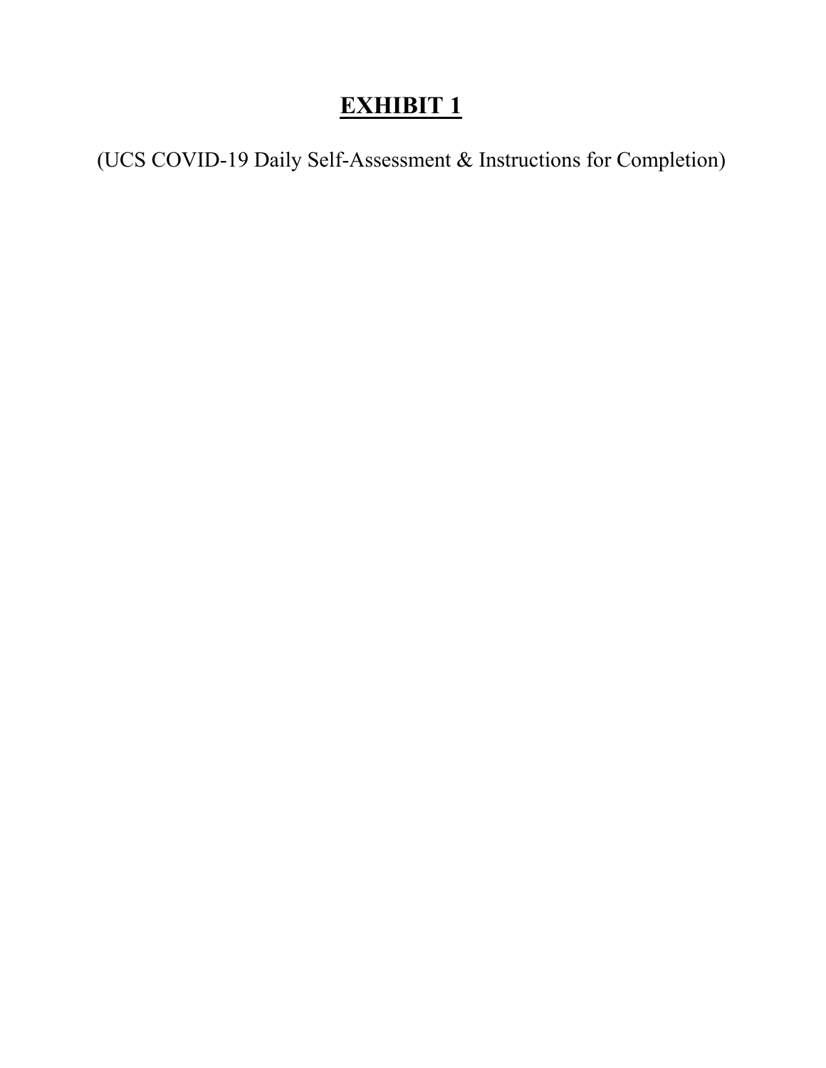# **<u>EXHIBIT 1</u>**

(UCS COVID-19 Daily Self-Assessment & Instructions for Completion)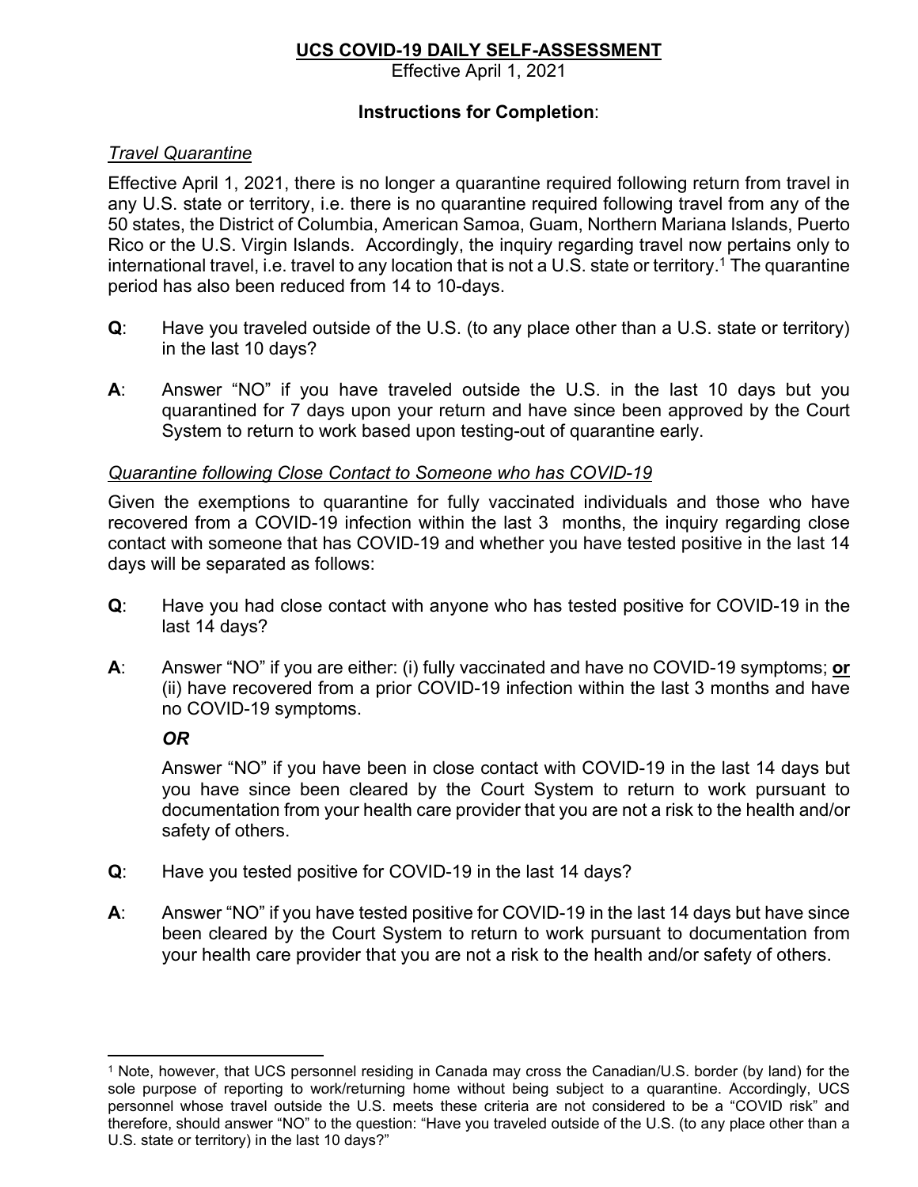# UCS COVID-19 DAILY SELF-ASSESSMENT

Effective April 1, 2021

**Instructions for Completion**:

*Travel Quarantine*

Effective April 1, 2021, there is no longer a quarantine required following return from travel in any U.S. state or territory, i.e. there is no quarantine required following travel from any of the 50 states, the District of Columbia, American Samoa, Guam, Northern Mariana Islands, Puerto Rico or the U.S. Virgin Islands. Accordingly, the inquiry regarding travel now pertains only to international travel, i.e. travel to any location that is not a U.S. state or territory.[1] The quarantine period has also been reduced from 14 to 10-days.

**Q**: Have you traveled outside of the U.S. (to any place other than a U.S. state or territory) in the last 10 days?

**A**: Answer "NO" if you have traveled outside the U.S. in the last 10 days but you quarantined for 7 days upon your return and have since been approved by the Court System to return to work based upon testing-out of quarantine early.

*Quarantine following Close Contact to Someone who has COVID-19*

Given the exemptions to quarantine for fully vaccinated individuals and those who have recovered from a COVID-19 infection within the last 3 months, the inquiry regarding close contact with someone that has COVID-19 and whether you have tested positive in the last 14 days will be separated as follows:

**Q**: Have you had close contact with anyone who has tested positive for COVID-19 in the last 14 days?

**A**: Answer "NO" if you are either: (i) fully vaccinated and have no COVID-19 symptoms; **or** (ii) have recovered from a prior COVID-19 infection within the last 3 months and have no COVID-19 symptoms.

***OR***

Answer "NO" if you have been in close contact with COVID-19 in the last 14 days but you have since been cleared by the Court System to return to work pursuant to documentation from your health care provider that you are not a risk to the health and/or safety of others.

**Q**: Have you tested positive for COVID-19 in the last 14 days?

**A**: Answer "NO" if you have tested positive for COVID-19 in the last 14 days but have since been cleared by the Court System to return to work pursuant to documentation from your health care provider that you are not a risk to the health and/or safety of others.

---

[1] Note, however, that UCS personnel residing in Canada may cross the Canadian/U.S. border (by land) for the sole purpose of reporting to work/returning home without being subject to a quarantine. Accordingly, UCS personnel whose travel outside the U.S. meets these criteria are not considered to be a "COVID risk" and therefore, should answer "NO" to the question: "Have you traveled outside of the U.S. (to any place other than a U.S. state or territory) in the last 10 days?"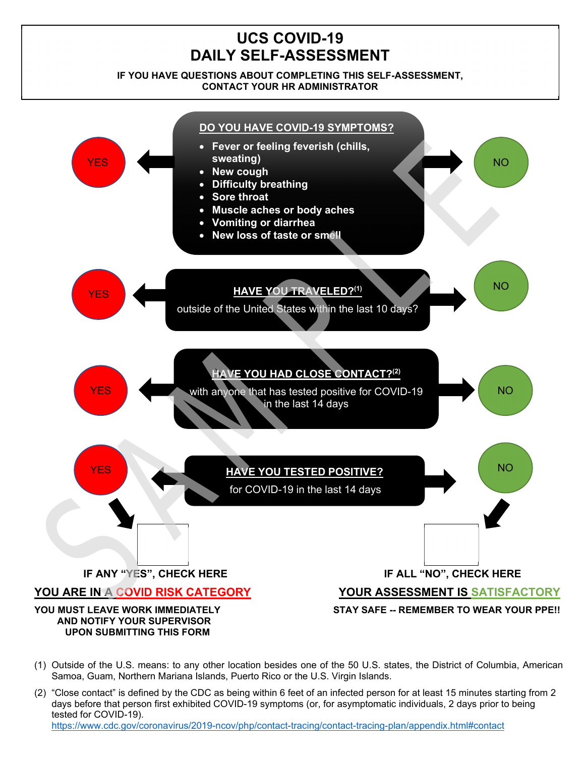# UCS COVID-19
# DAILY SELF-ASSESSMENT

**IF YOU HAVE QUESTIONS ABOUT COMPLETING THIS SELF-ASSESSMENT, CONTACT YOUR HR ADMINISTRATOR**

**DO YOU HAVE COVID-19 SYMPTOMS?**

- **Fever or feeling feverish (chills, sweating)**
- **New cough**
- **Difficulty breathing**
- **Sore throat**
- **Muscle aches or body aches**
- **Vomiting or diarrhea**
- **New loss of taste or smell**

YES / NO

**HAVE YOU TRAVELED?**[1]
outside of the United States within the last 10 days?

YES / NO

**HAVE YOU HAD CLOSE CONTACT?**[2]
with anyone that has tested positive for COVID-19 in the last 14 days

YES / NO

**HAVE YOU TESTED POSITIVE?**
for COVID-19 in the last 14 days

YES / NO

☐ **IF ANY "YES", CHECK HERE**

**YOU ARE IN A COVID RISK CATEGORY**

**YOU MUST LEAVE WORK IMMEDIATELY AND NOTIFY YOUR SUPERVISOR UPON SUBMITTING THIS FORM**

☐ **IF ALL "NO", CHECK HERE**

**YOUR ASSESSMENT IS SATISFACTORY**

**STAY SAFE -- REMEMBER TO WEAR YOUR PPE!!**

(1) Outside of the U.S. means: to any other location besides one of the 50 U.S. states, the District of Columbia, American Samoa, Guam, Northern Mariana Islands, Puerto Rico or the U.S. Virgin Islands.

(2) "Close contact" is defined by the CDC as being within 6 feet of an infected person for at least 15 minutes starting from 2 days before that person first exhibited COVID-19 symptoms (or, for asymptomatic individuals, 2 days prior to being tested for COVID-19).
https://www.cdc.gov/coronavirus/2019-ncov/php/contact-tracing/contact-tracing-plan/appendix.html#contact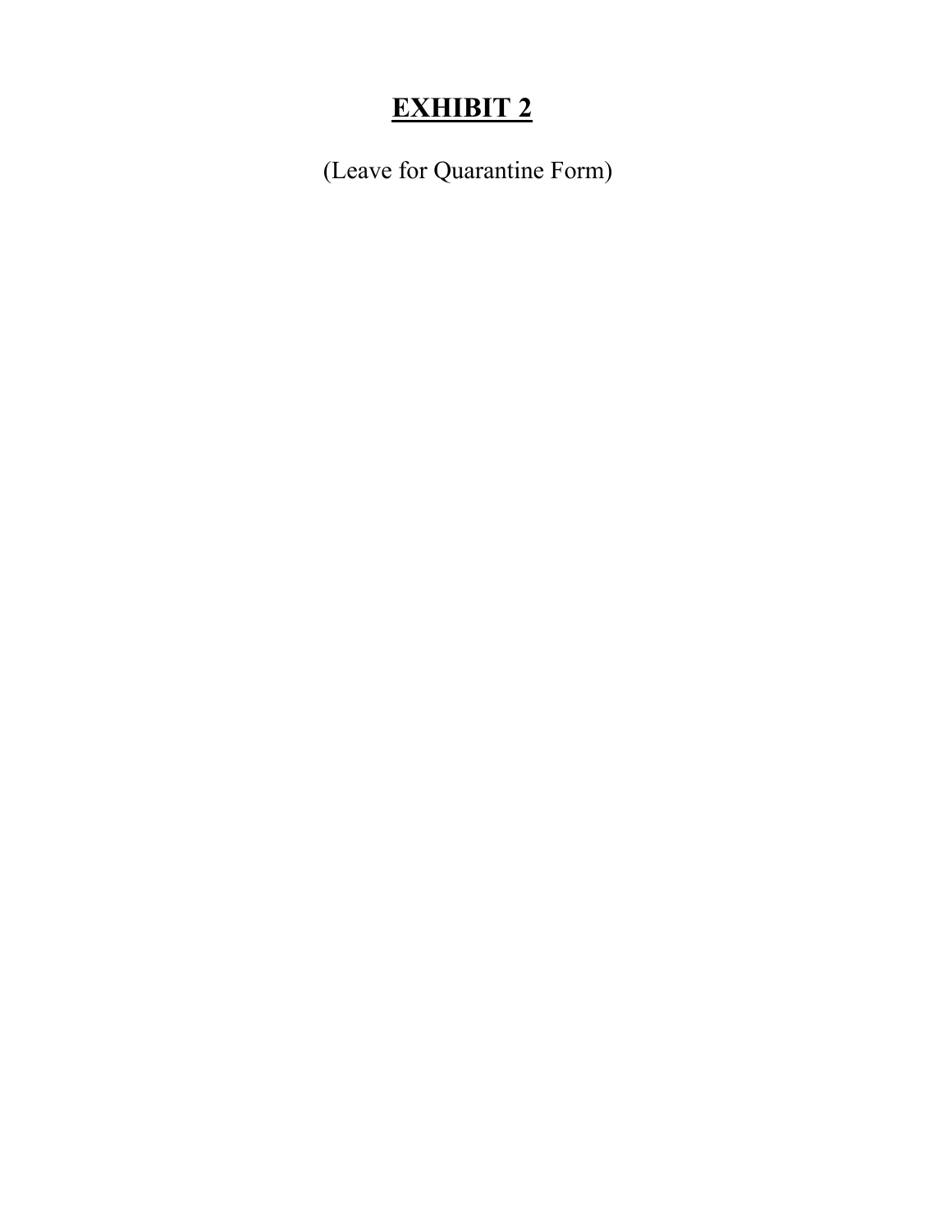# <u>EXHIBIT 2</u>

(Leave for Quarantine Form)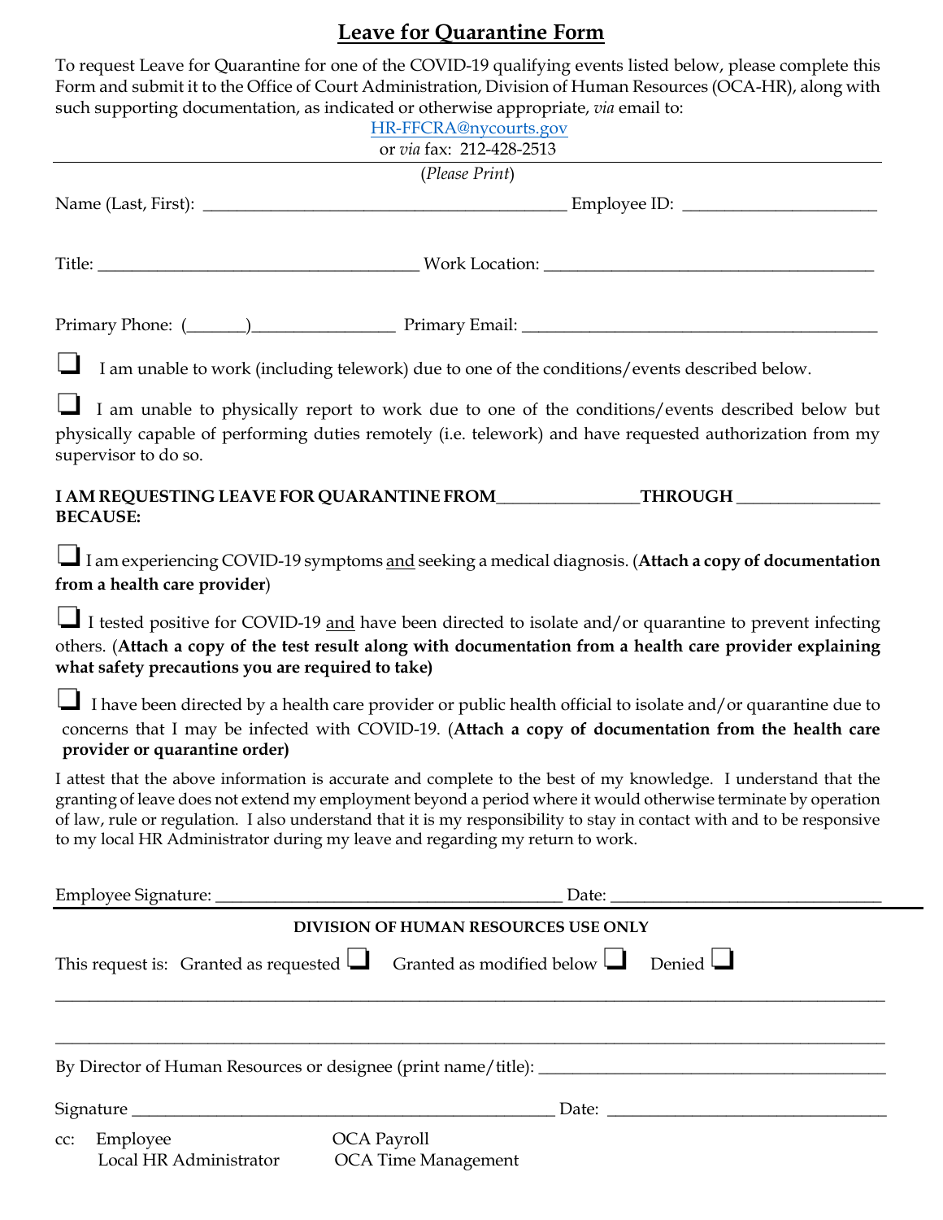# Leave for Quarantine Form

To request Leave for Quarantine for one of the COVID-19 qualifying events listed below, please complete this Form and submit it to the Office of Court Administration, Division of Human Resources (OCA-HR), along with such supporting documentation, as indicated or otherwise appropriate, *via* email to:

HR-FFCRA@nycourts.gov
or *via* fax: 212-428-2513

(*Please Print*)

Name (Last, First): ________________________________________ Employee ID: ______________________

Title: __________________________________ Work Location: ____________________________________

Primary Phone: (_______)________________ Primary Email: ________________________________________

☐ I am unable to work (including telework) due to one of the conditions/events described below.

☐ I am unable to physically report to work due to one of the conditions/events described below but physically capable of performing duties remotely (i.e. telework) and have requested authorization from my supervisor to do so.

**I AM REQUESTING LEAVE FOR QUARANTINE FROM________________THROUGH ________________ BECAUSE:**

☐ I am experiencing COVID-19 symptoms and seeking a medical diagnosis. (**Attach a copy of documentation from a health care provider**)

☐ I tested positive for COVID-19 and have been directed to isolate and/or quarantine to prevent infecting others. (**Attach a copy of the test result along with documentation from a health care provider explaining what safety precautions you are required to take)**

☐ I have been directed by a health care provider or public health official to isolate and/or quarantine due to concerns that I may be infected with COVID-19. (**Attach a copy of documentation from the health care provider or quarantine order)**

I attest that the above information is accurate and complete to the best of my knowledge. I understand that the granting of leave does not extend my employment beyond a period where it would otherwise terminate by operation of law, rule or regulation. I also understand that it is my responsibility to stay in contact with and to be responsive to my local HR Administrator during my leave and regarding my return to work.

Employee Signature: ________________________________________ Date: ______________________________

---

**DIVISION OF HUMAN RESOURCES USE ONLY**

This request is: Granted as requested ☐ Granted as modified below ☐ Denied ☐

____________________________________________________________________________________________

____________________________________________________________________________________________

By Director of Human Resources or designee (print name/title): ________________________________________

Signature ________________________________________________ Date: ________________________________

cc: Employee
Local HR Administrator
OCA Payroll
OCA Time Management